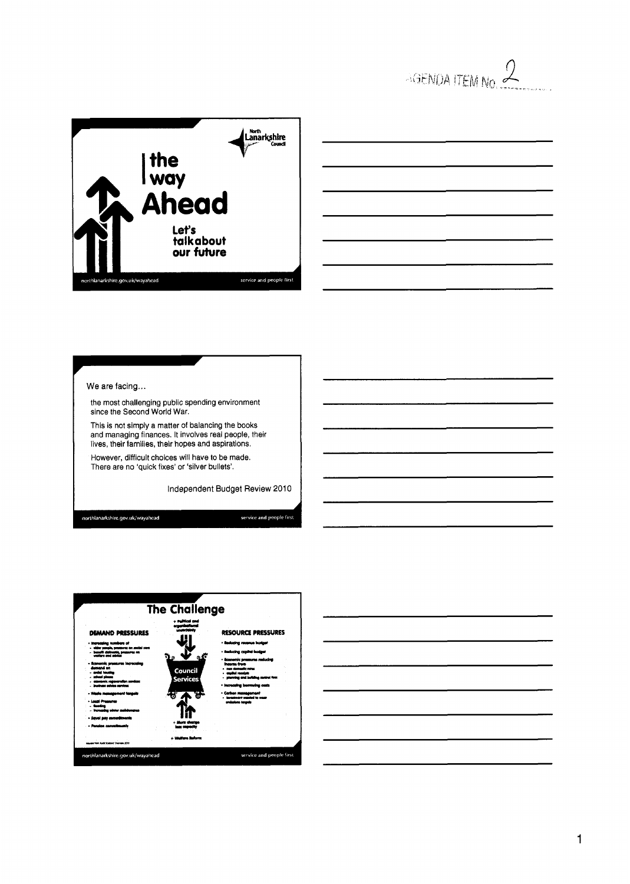AGENDA ITEM No. 2

North Lanarkshire Council

# the way Ahead

Let's talk about our future

northlanarkshire.gov.uk/wayahead

service and people first

---

We are facing…

the most challenging public spending environment since the Second World War.

This is not simply a matter of balancing the books and managing finances. It involves real people, their lives, their families, their hopes and aspirations.

However, difficult choices will have to be made. There are no 'quick fixes' or 'silver bullets'.

Independent Budget Review 2010

northlanarkshire.gov.uk/wayahead

service and people first

---

## The Challenge

**DEMAND PRESSURES**

- Increasing numbers of
  - older people, pressures on social care
  - benefit claimants, pressures on welfare and advice
- Economic pressures increasing demand on
  - social housing
  - school places
  - economic regeneration services
  - business advice services
- Waste management targets
- Local Pressures
  - flooding
  - increasing winter maintenance
- Equal pay commitments
- Pension commitments

+ Political and organisational uncertainty

Council Services

+ More change less capacity

+ Welfare Reform

**RESOURCE PRESSURES**

- Reducing revenue budget
- Reducing capital budget
- Economic pressures reducing income from
  - non domestic rates
  - capital receipts
  - planning and building control fees
- Increasing borrowing costs
- Carbon management
  - investment needed to meet emissions targets

Sourced from Audit Scotland Overview 2010

northlanarkshire.gov.uk/wayahead

service and people first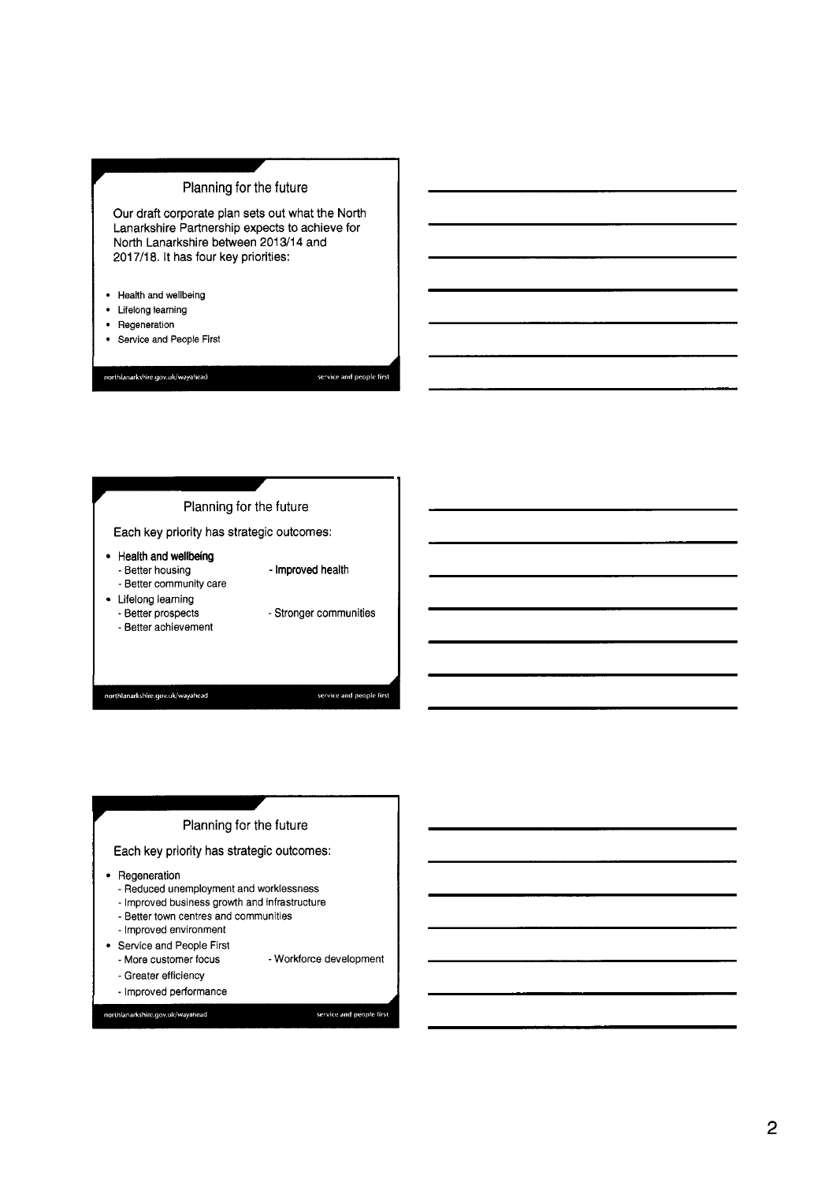## Planning for the future

Our draft corporate plan sets out what the North Lanarkshire Partnership expects to achieve for North Lanarkshire between 2013/14 and 2017/18. It has four key priorities:

- Health and wellbeing
- Lifelong learning
- Regeneration
- Service and People First

northlanarkshire.gov.uk/wayahead — service and people first

## Planning for the future

Each key priority has strategic outcomes:

- Health and wellbeing
  - Better housing
  - Better community care
  - Improved health
- Lifelong learning
  - Better prospects
  - Better achievement
  - Stronger communities

northlanarkshire.gov.uk/wayahead — service and people first

## Planning for the future

Each key priority has strategic outcomes:

- Regeneration
  - Reduced unemployment and worklessness
  - Improved business growth and infrastructure
  - Better town centres and communities
  - Improved environment
- Service and People First
  - More customer focus
  - Greater efficiency
  - Improved performance
  - Workforce development

northlanarkshire.gov.uk/wayahead — service and people first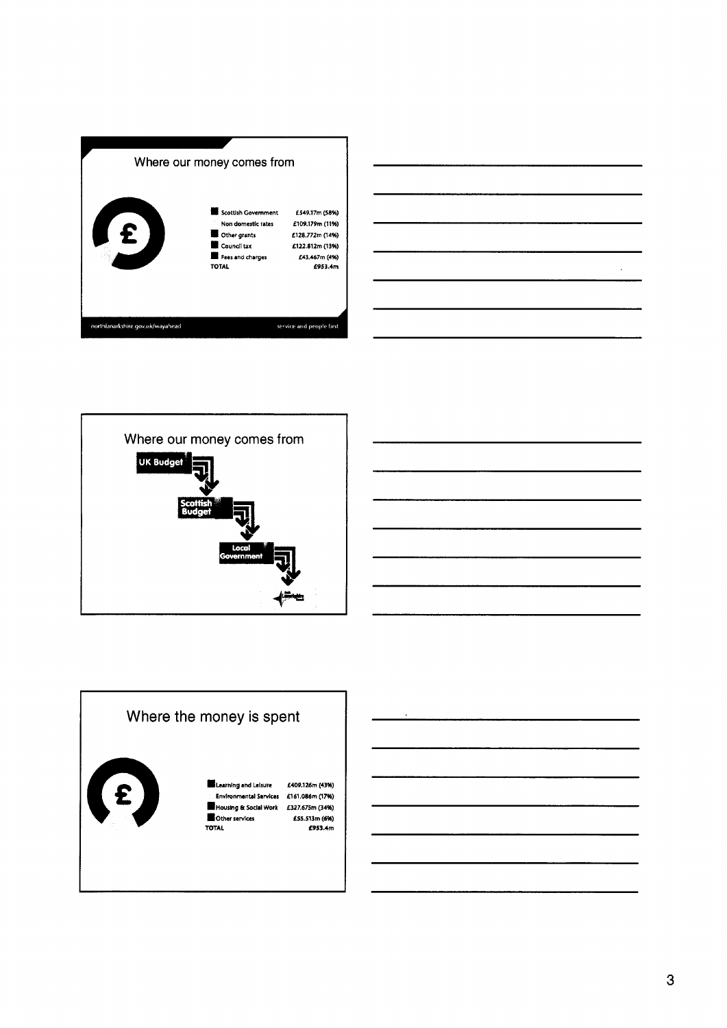## Where our money comes from

| Source | Amount |
|---|---|
| Scottish Government | £549.17m (58%) |
| Non domestic rates | £109.179m (11%) |
| Other grants | £128.772m (14%) |
| Council tax | £122.812m (13%) |
| Fees and charges | £43.467m (4%) |
| TOTAL | £953.4m |

northlanarkshire.gov.uk/wayahead

service and people first

## Where our money comes from

UK Budget

Scottish Budget

Local Government

## Where the money is spent

| Service | Amount |
|---|---|
| Learning and Leisure | £409.126m (43%) |
| Environmental Services | £161.086m (17%) |
| Housing & Social Work | £327.675m (34%) |
| Other services | £55.513m (6%) |
| TOTAL | £953.4m |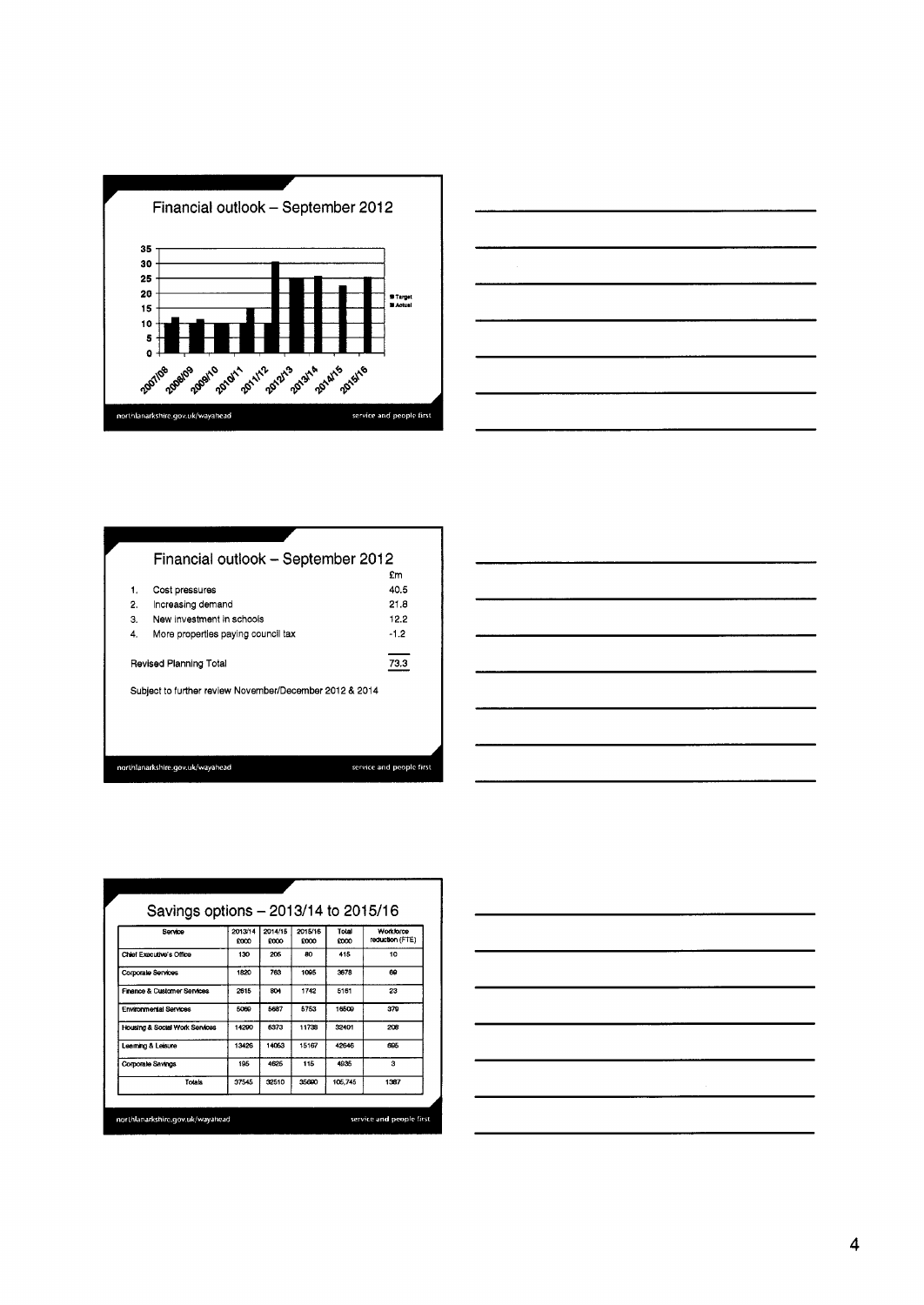## Financial outlook – September 2012

| | 2007/08 | 2008/09 | 2009/10 | 2010/11 | 2011/12 | 2012/13 | 2013/14 | 2014/15 | 2015/16 |
|---|---|---|---|---|---|---|---|---|---|
| Target | | | | | | | | | |
| Actual | | | | | | | | | |

northlanarkshire.gov.uk/wayahead — service and people first

## Financial outlook – September 2012

| | | £m |
|---|---|---|
| 1. | Cost pressures | 40.5 |
| 2. | Increasing demand | 21.8 |
| 3. | New investment in schools | 12.2 |
| 4. | More properties paying council tax | -1.2 |
| | Revised Planning Total | 73.3 |

Subject to further review November/December 2012 & 2014

northlanarkshire.gov.uk/wayahead — service and people first

## Savings options – 2013/14 to 2015/16

| Service | 2013/14 £000 | 2014/15 £000 | 2015/16 £000 | Total £000 | Workforce reduction (FTE) |
|---|---|---|---|---|---|
| Chief Executive's Office | 130 | 205 | 80 | 415 | 10 |
| Corporate Services | 1820 | 763 | 1095 | 3678 | 69 |
| Finance & Customer Services | 2615 | 804 | 1742 | 5161 | 23 |
| Environmental Services | 5069 | 5687 | 5753 | 16509 | 379 |
| Housing & Social Work Services | 14290 | 6373 | 11738 | 32401 | 208 |
| Learning & Leisure | 13426 | 14053 | 15167 | 42646 | 695 |
| Corporate Savings | 195 | 4625 | 115 | 4935 | 3 |
| Totals | 37545 | 32510 | 35690 | 105,745 | 1387 |

northlanarkshire.gov.uk/wayahead — service and people first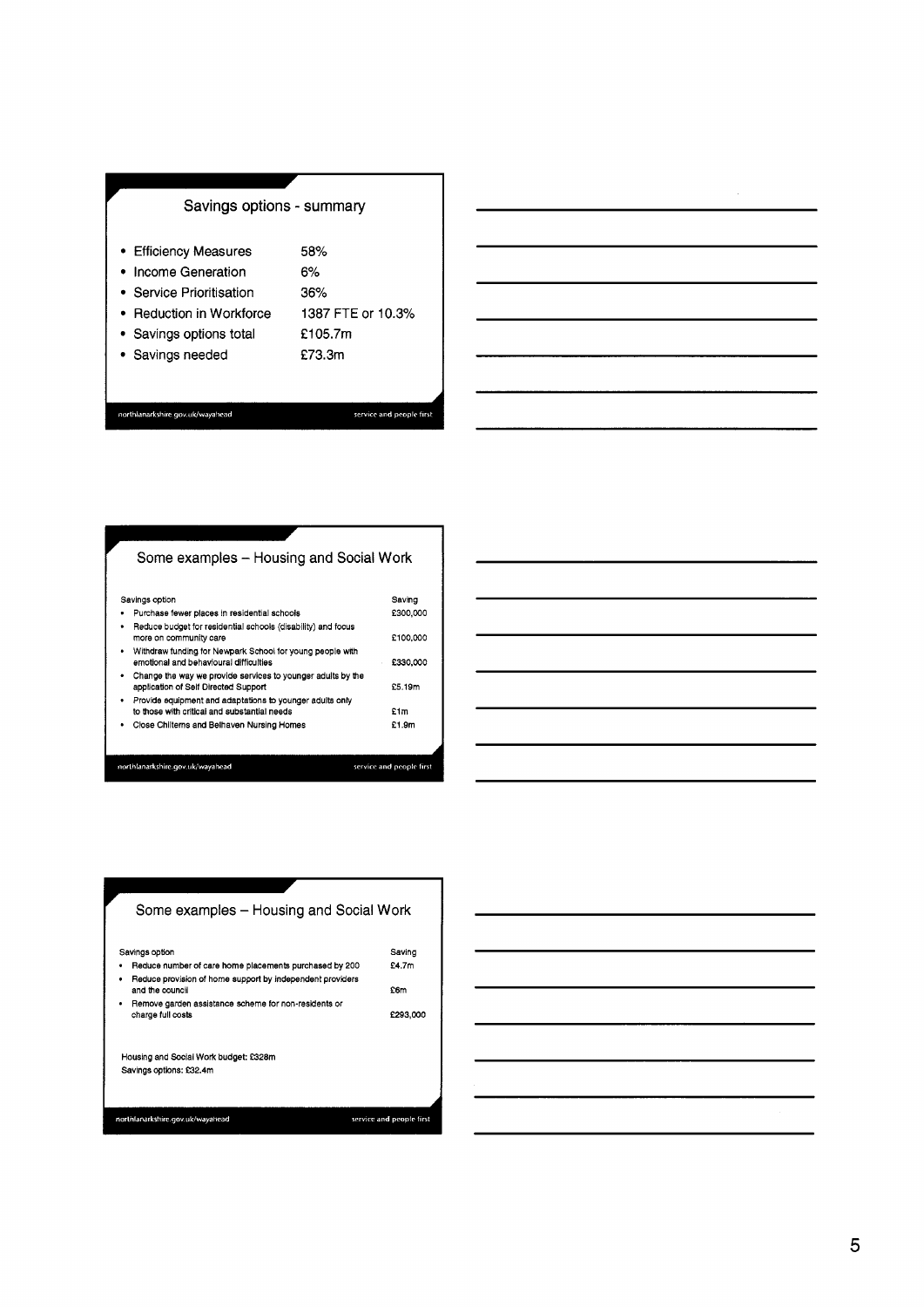## Savings options - summary

| | |
|---|---|
| • Efficiency Measures | 58% |
| • Income Generation | 6% |
| • Service Prioritisation | 36% |
| • Reduction in Workforce | 1387 FTE or 10.3% |
| • Savings options total | £105.7m |
| • Savings needed | £73.3m |

northlanarkshire.gov.uk/wayahead — service and people first

## Some examples – Housing and Social Work

| Savings option | Saving |
|---|---|
| • Purchase fewer places in residential schools | £300,000 |
| • Reduce budget for residential schools (disability) and focus more on community care | £100,000 |
| • Withdraw funding for Newpark School for young people with emotional and behavioural difficulties | £330,000 |
| • Change the way we provide services to younger adults by the application of Self Directed Support | £5.19m |
| • Provide equipment and adaptations to younger adults only to those with critical and substantial needs | £1m |
| • Close Chilterns and Belhaven Nursing Homes | £1.9m |

northlanarkshire.gov.uk/wayahead — service and people first

## Some examples – Housing and Social Work

| Savings option | Saving |
|---|---|
| • Reduce number of care home placements purchased by 200 | £4.7m |
| • Reduce provision of home support by independent providers and the council | £6m |
| • Remove garden assistance scheme for non-residents or charge full costs | £293,000 |

Housing and Social Work budget: £328m

Savings options: £32.4m

northlanarkshire.gov.uk/wayahead — service and people first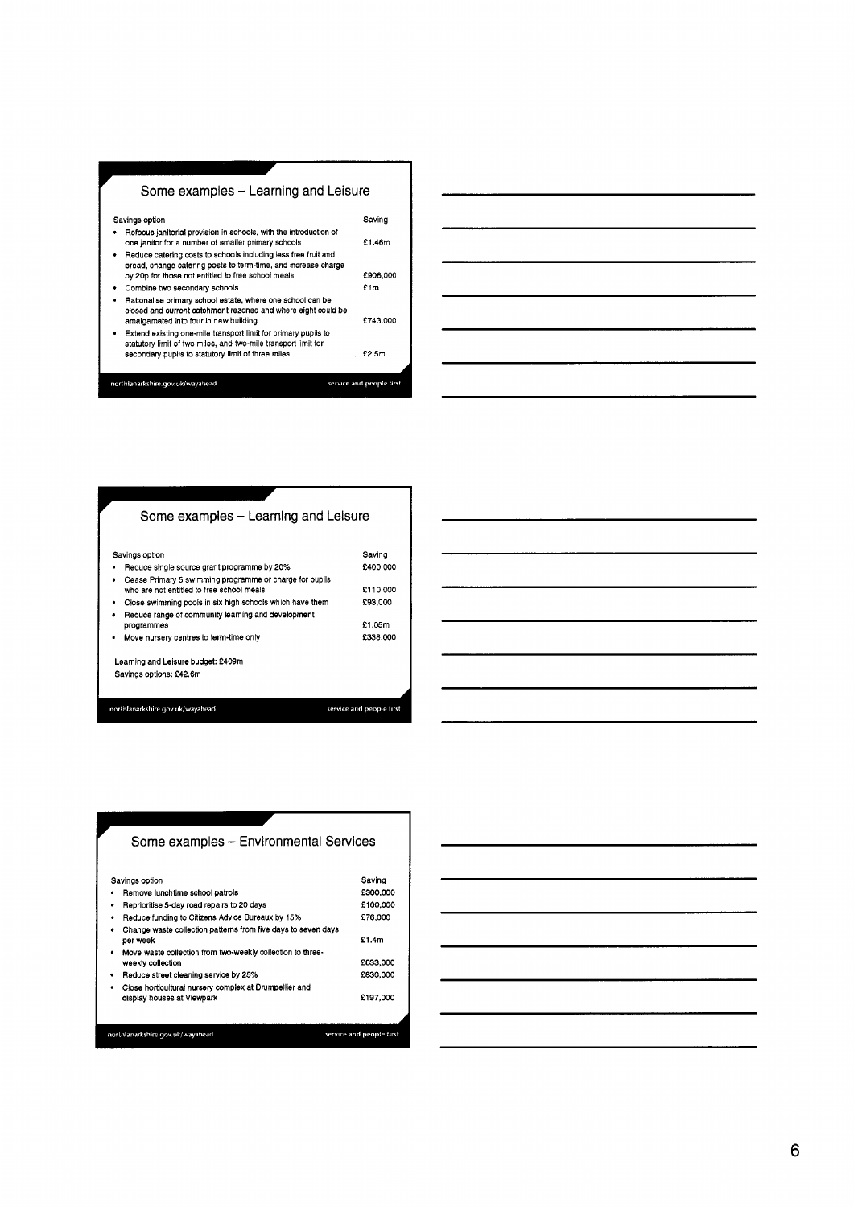## Some examples – Learning and Leisure

| Savings option | Saving |
|---|---|
| Refocus janitorial provision in schools, with the introduction of one janitor for a number of smaller primary schools | £1.46m |
| Reduce catering costs to schools including less free fruit and bread, change catering posts to term-time, and increase charge by 20p for those not entitled to free school meals | £906,000 |
| Combine two secondary schools | £1m |
| Rationalise primary school estate, where one school can be closed and current catchment rezoned and where eight could be amalgamated into four in new building | £743,000 |
| Extend existing one-mile transport limit for primary pupils to statutory limit of two miles, and two-mile transport limit for secondary pupils to statutory limit of three miles | £2.5m |

northlanarkshire.gov.uk/wayahead — service and people first

## Some examples – Learning and Leisure

| Savings option | Saving |
|---|---|
| Reduce single source grant programme by 20% | £400,000 |
| Cease Primary 5 swimming programme or charge for pupils who are not entitled to free school meals | £110,000 |
| Close swimming pools in six high schools which have them | £93,000 |
| Reduce range of community learning and development programmes | £1.05m |
| Move nursery centres to term-time only | £338,000 |

Learning and Leisure budget: £409m

Savings options: £42.6m

northlanarkshire.gov.uk/wayahead — service and people first

## Some examples – Environmental Services

| Savings option | Saving |
|---|---|
| Remove lunchtime school patrols | £300,000 |
| Reprioritise 5-day road repairs to 20 days | £100,000 |
| Reduce funding to Citizens Advice Bureaux by 15% | £76,000 |
| Change waste collection patterns from five days to seven days per week | £1.4m |
| Move waste collection from two-weekly collection to three-weekly collection | £633,000 |
| Reduce street cleaning service by 25% | £830,000 |
| Close horticultural nursery complex at Drumpellier and display houses at Viewpark | £197,000 |

northlanarkshire.gov.uk/wayahead — service and people first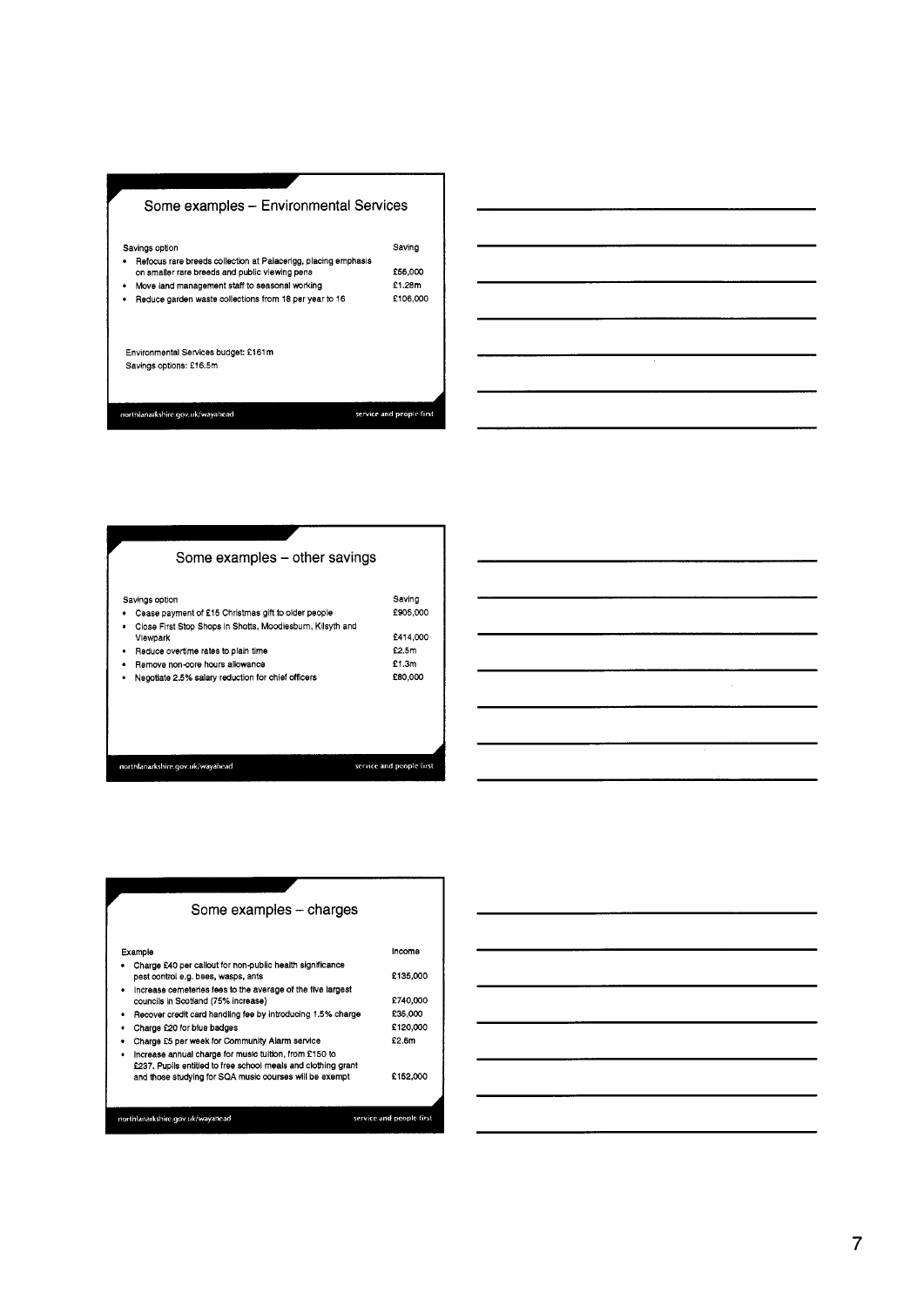## Some examples – Environmental Services

| Savings option | Saving |
| --- | --- |
| Refocus rare breeds collection at Palacerigg, placing emphasis on smaller rare breeds and public viewing pens | £56,000 |
| Move land management staff to seasonal working | £1.28m |
| Reduce garden waste collections from 18 per year to 16 | £106,000 |

Environmental Services budget: £161m
Savings options: £16.5m

northlanarkshire.gov.uk/wayahead — service and people first

## Some examples – other savings

| Savings option | Saving |
| --- | --- |
| Cease payment of £15 Christmas gift to older people | £905,000 |
| Close First Stop Shops in Shotts, Moodiesburn, Kilsyth and Viewpark | £414,000 |
| Reduce overtime rates to plain time | £2.5m |
| Remove non-core hours allowance | £1.3m |
| Negotiate 2.5% salary reduction for chief officers | £80,000 |

northlanarkshire.gov.uk/wayahead — service and people first

## Some examples – charges

| Example | Income |
| --- | --- |
| Charge £40 per callout for non-public health significance pest control e.g. bees, wasps, ants | £135,000 |
| Increase cemeteries fees to the average of the five largest councils in Scotland (75% increase) | £740,000 |
| Recover credit card handling fee by introducing 1.5% charge | £35,000 |
| Charge £20 for blue badges | £120,000 |
| Charge £5 per week for Community Alarm service | £2.6m |
| Increase annual charge for music tuition, from £150 to £237. Pupils entitled to free school meals and clothing grant and those studying for SQA music courses will be exempt | £152,000 |

northlanarkshire.gov.uk/wayahead — service and people first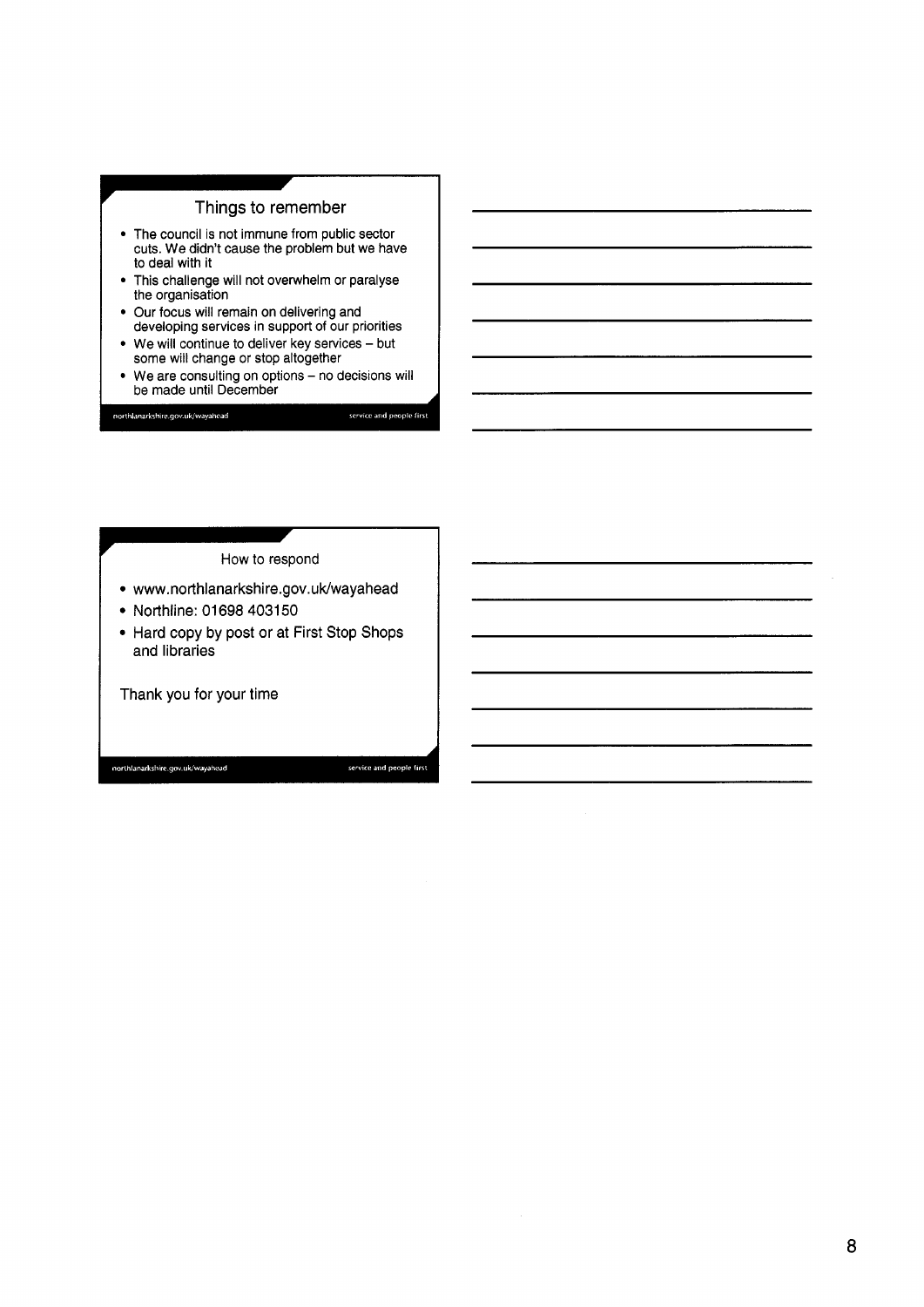## Things to remember

- The council is not immune from public sector cuts. We didn't cause the problem but we have to deal with it
- This challenge will not overwhelm or paralyse the organisation
- Our focus will remain on delivering and developing services in support of our priorities
- We will continue to deliver key services – but some will change or stop altogether
- We are consulting on options – no decisions will be made until December

northlanarkshire.gov.uk/wayahead service and people first

## How to respond

- www.northlanarkshire.gov.uk/wayahead
- Northline: 01698 403150
- Hard copy by post or at First Stop Shops and libraries

Thank you for your time

northlanarkshire.gov.uk/wayahead service and people first